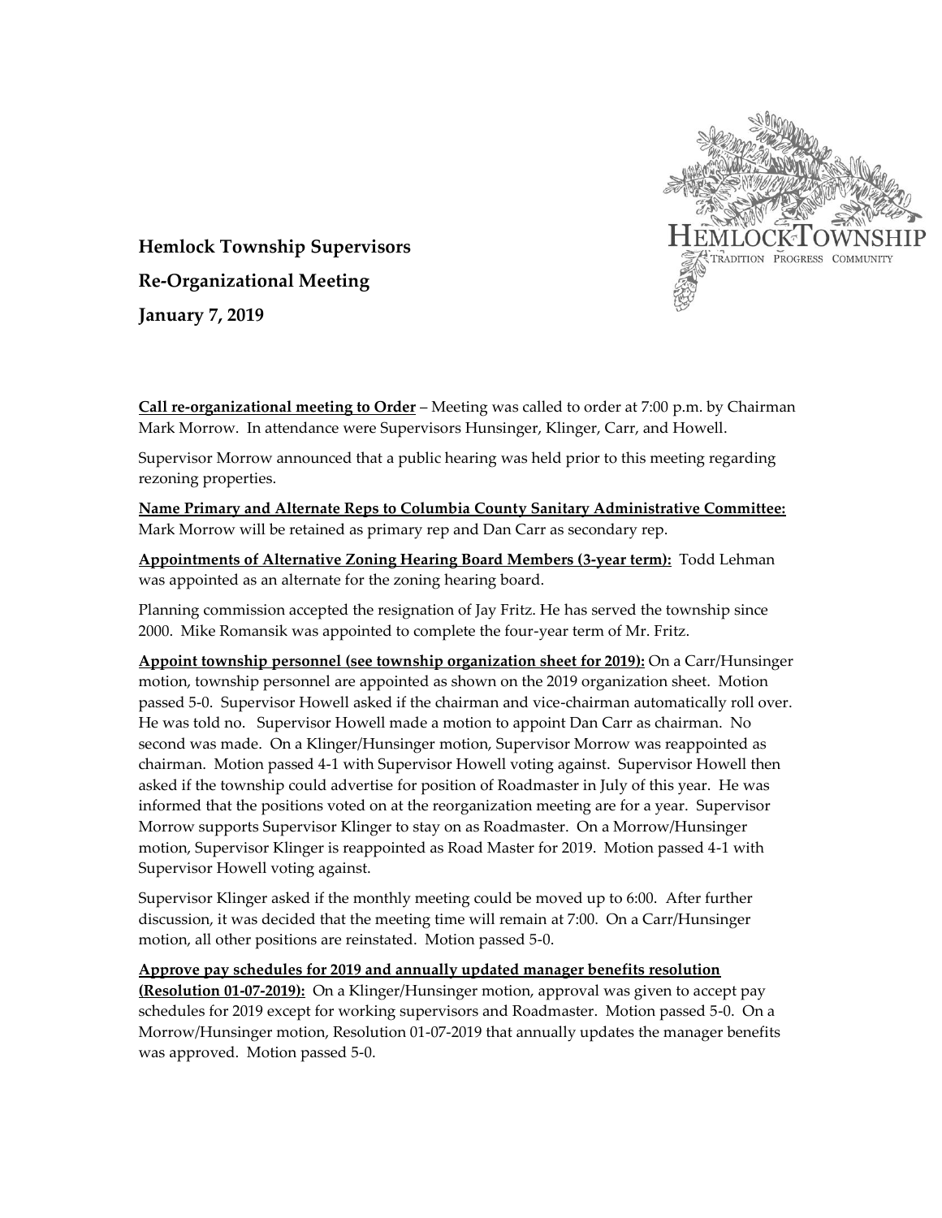**Hemlock Township Supervisors**

**Re-Organizational Meeting**

**January 7, 2019**

**Call re-organizational meeting to Order** – Meeting was called to order at 7:00 p.m. by Chairman Mark Morrow. In attendance were Supervisors Hunsinger, Klinger, Carr, and Howell.

Supervisor Morrow announced that a public hearing was held prior to this meeting regarding rezoning properties.

**Name Primary and Alternate Reps to Columbia County Sanitary Administrative Committee:** Mark Morrow will be retained as primary rep and Dan Carr as secondary rep.

**Appointments of Alternative Zoning Hearing Board Members (3-year term):** Todd Lehman was appointed as an alternate for the zoning hearing board.

Planning commission accepted the resignation of Jay Fritz. He has served the township since 2000. Mike Romansik was appointed to complete the four-year term of Mr. Fritz.

**Appoint township personnel (see township organization sheet for 2019):** On a Carr/Hunsinger motion, township personnel are appointed as shown on the 2019 organization sheet. Motion passed 5-0. Supervisor Howell asked if the chairman and vice-chairman automatically roll over. He was told no. Supervisor Howell made a motion to appoint Dan Carr as chairman. No second was made. On a Klinger/Hunsinger motion, Supervisor Morrow was reappointed as chairman. Motion passed 4-1 with Supervisor Howell voting against. Supervisor Howell then asked if the township could advertise for position of Roadmaster in July of this year. He was informed that the positions voted on at the reorganization meeting are for a year. Supervisor Morrow supports Supervisor Klinger to stay on as Roadmaster. On a Morrow/Hunsinger motion, Supervisor Klinger is reappointed as Road Master for 2019. Motion passed 4-1 with Supervisor Howell voting against.

Supervisor Klinger asked if the monthly meeting could be moved up to 6:00. After further discussion, it was decided that the meeting time will remain at 7:00. On a Carr/Hunsinger motion, all other positions are reinstated. Motion passed 5-0.

**Approve pay schedules for 2019 and annually updated manager benefits resolution (Resolution 01-07-2019):** On a Klinger/Hunsinger motion, approval was given to accept pay schedules for 2019 except for working supervisors and Roadmaster. Motion passed 5-0. On a Morrow/Hunsinger motion, Resolution 01-07-2019 that annually updates the manager benefits was approved. Motion passed 5-0.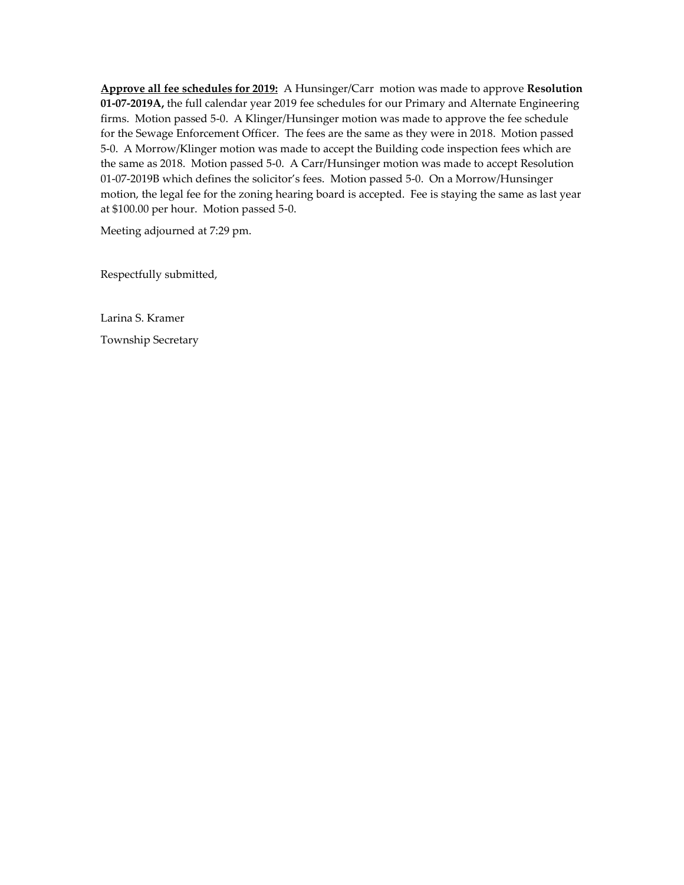**<u>Approve all fee schedules for 2019:</u>** A Hunsinger/Carr motion was made to approve **Resolution 01-07-2019A,** the full calendar year 2019 fee schedules for our Primary and Alternate Engineering firms. Motion passed 5-0. A Klinger/Hunsinger motion was made to approve the fee schedule for the Sewage Enforcement Officer. The fees are the same as they were in 2018. Motion passed 5-0. A Morrow/Klinger motion was made to accept the Building code inspection fees which are the same as 2018. Motion passed 5-0. A Carr/Hunsinger motion was made to accept Resolution 01-07-2019B which defines the solicitor's fees. Motion passed 5-0. On a Morrow/Hunsinger motion, the legal fee for the zoning hearing board is accepted. Fee is staying the same as last year at $100.00 per hour. Motion passed 5-0.

Meeting adjourned at 7:29 pm.

Respectfully submitted,

Larina S. Kramer

Township Secretary